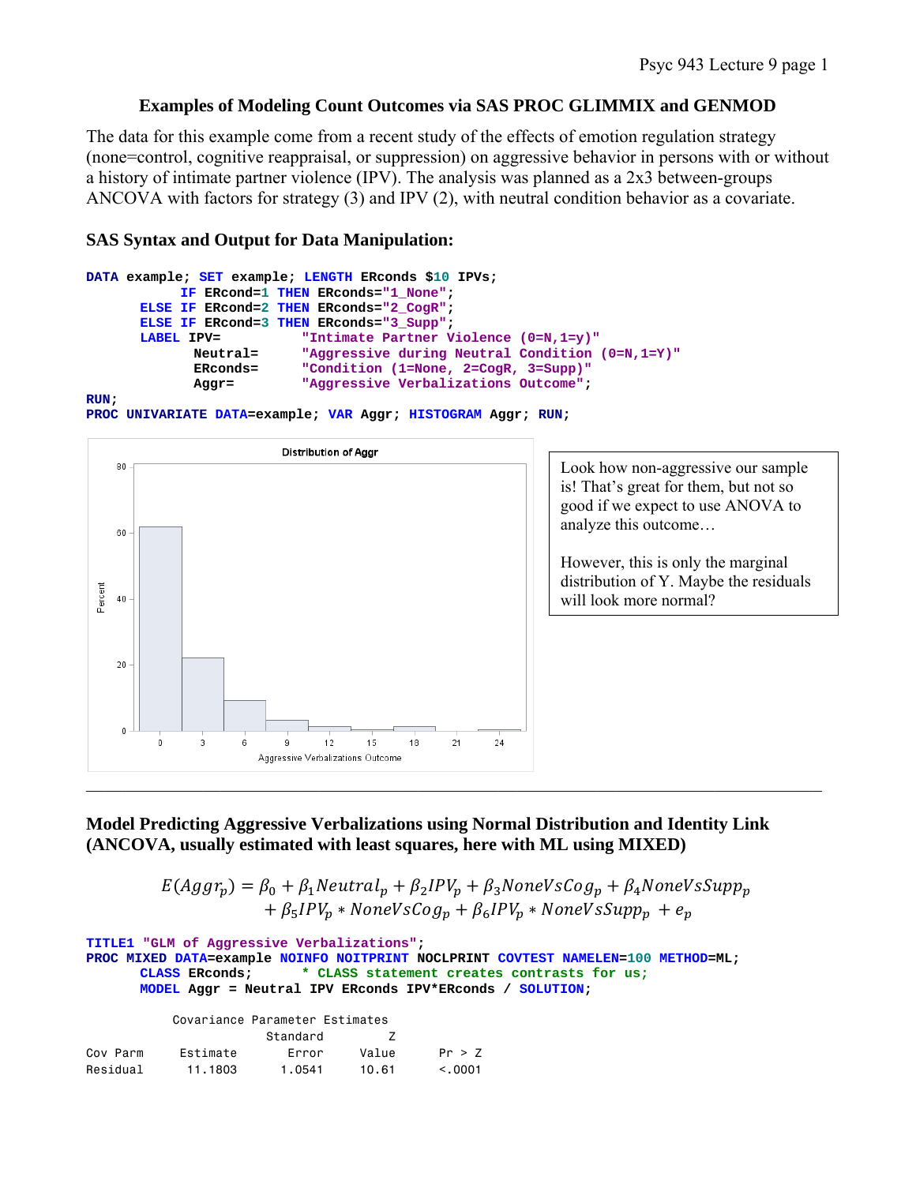## Examples of Modeling Count Outcomes via SAS PROC GLIMMIX and GENMOD

The data for this example come from a recent study of the effects of emotion regulation strategy (none=control, cognitive reappraisal, or suppression) on aggressive behavior in persons with or without a history of intimate partner violence (IPV). The analysis was planned as a 2x3 between-groups ANCOVA with factors for strategy (3) and IPV (2), with neutral condition behavior as a covariate.

### SAS Syntax and Output for Data Manipulation:

```
DATA example; SET example; LENGTH ERconds $10 IPVs;
          IF ERcond=1 THEN ERconds="1_None";
      ELSE IF ERcond=2 THEN ERconds="2_CogR";
      ELSE IF ERcond=3 THEN ERconds="3_Supp";
      LABEL IPV=          "Intimate Partner Violence (0=N,1=y)"
            Neutral=      "Aggressive during Neutral Condition (0=N,1=Y)"
            ERconds=      "Condition (1=None, 2=CogR, 3=Supp)"
            Aggr=         "Aggressive Verbalizations Outcome";
RUN;
PROC UNIVARIATE DATA=example; VAR Aggr; HISTOGRAM Aggr; RUN;
```

Look how non-aggressive our sample is! That's great for them, but not so good if we expect to use ANOVA to analyze this outcome…

However, this is only the marginal distribution of Y. Maybe the residuals will look more normal?

---

### Model Predicting Aggressive Verbalizations using Normal Distribution and Identity Link (ANCOVA, usually estimated with least squares, here with ML using MIXED)

$$E(Aggr_p) = \beta_0 + \beta_1 Neutral_p + \beta_2 IPV_p + \beta_3 NoneVsCog_p + \beta_4 NoneVsSupp_p + \beta_5 IPV_p * NoneVsCog_p + \beta_6 IPV_p * NoneVsSupp_p + e_p$$

```
TITLE1 "GLM of Aggressive Verbalizations";
PROC MIXED DATA=example NOINFO NOITPRINT NOCLPRINT COVTEST NAMELEN=100 METHOD=ML;
      CLASS ERconds;      * CLASS statement creates contrasts for us;
      MODEL Aggr = Neutral IPV ERconds IPV*ERconds / SOLUTION;
```

```
           Covariance Parameter Estimates
                          Standard         Z
Cov Parm      Estimate       Error     Value      Pr > Z
Residual       11.1803      1.0541     10.61      <.0001
```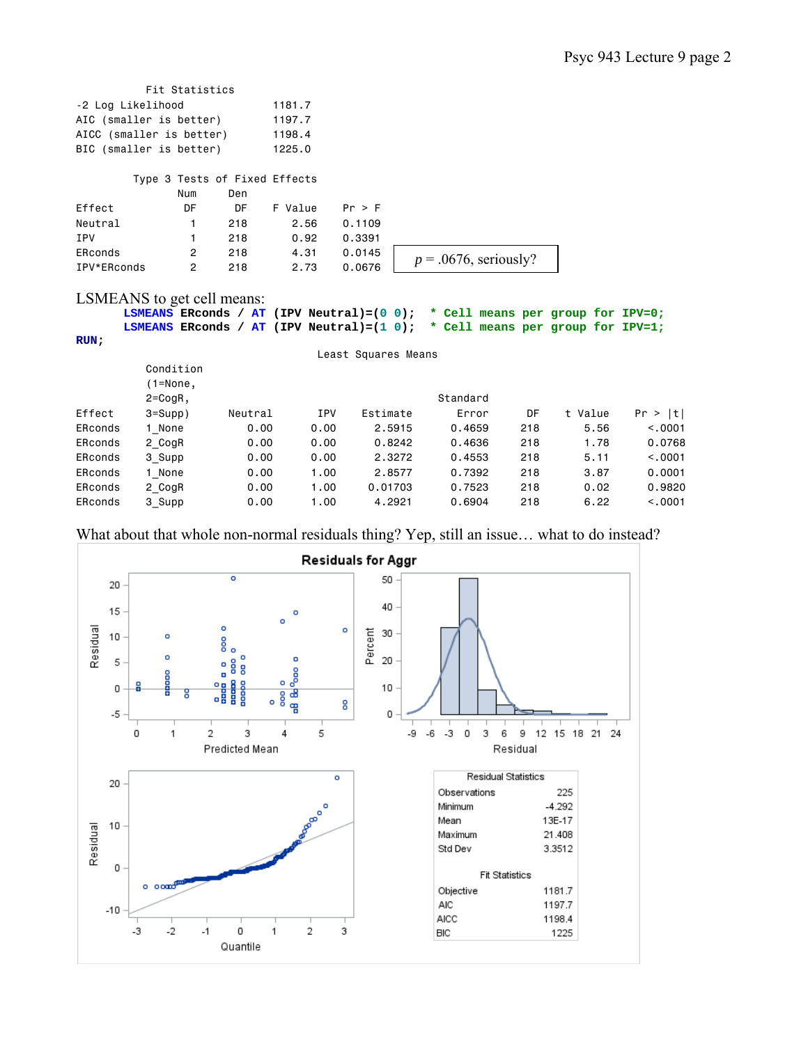Fit Statistics

| | |
|---|---|
| -2 Log Likelihood | 1181.7 |
| AIC (smaller is better) | 1197.7 |
| AICC (smaller is better) | 1198.4 |
| BIC (smaller is better) | 1225.0 |

Type 3 Tests of Fixed Effects

| Effect | Num DF | Den DF | F Value | Pr > F |
|---|---|---|---|---|
| Neutral | 1 | 218 | 2.56 | 0.1109 |
| IPV | 1 | 218 | 0.92 | 0.3391 |
| ERconds | 2 | 218 | 4.31 | 0.0145 |
| IPV*ERconds | 2 | 218 | 2.73 | 0.0676 |

*p* = .0676, seriously?

LSMEANS to get cell means:

```
LSMEANS ERconds / AT (IPV Neutral)=(0 0);  * Cell means per group for IPV=0;
LSMEANS ERconds / AT (IPV Neutral)=(1 0);  * Cell means per group for IPV=1;
RUN;
```

Least Squares Means

| Effect | Condition (1=None, 2=CogR, 3=Supp) | Neutral | IPV | Estimate | Standard Error | DF | t Value | Pr > \|t\| |
|---|---|---|---|---|---|---|---|---|
| ERconds | 1_None | 0.00 | 0.00 | 2.5915 | 0.4659 | 218 | 5.56 | <.0001 |
| ERconds | 2_CogR | 0.00 | 0.00 | 0.8242 | 0.4636 | 218 | 1.78 | 0.0768 |
| ERconds | 3_Supp | 0.00 | 0.00 | 2.3272 | 0.4553 | 218 | 5.11 | <.0001 |
| ERconds | 1_None | 0.00 | 1.00 | 2.8577 | 0.7392 | 218 | 3.87 | 0.0001 |
| ERconds | 2_CogR | 0.00 | 1.00 | 0.01703 | 0.7523 | 218 | 0.02 | 0.9820 |
| ERconds | 3_Supp | 0.00 | 1.00 | 4.2921 | 0.6904 | 218 | 6.22 | <.0001 |

What about that whole non-normal residuals thing? Yep, still an issue… what to do instead?

Residuals for Aggr

Residual Statistics

| | |
|---|---|
| Observations | 225 |
| Minimum | -4.292 |
| Mean | 13E-17 |
| Maximum | 21.408 |
| Std Dev | 3.3512 |

Fit Statistics

| | |
|---|---|
| Objective | 1181.7 |
| AIC | 1197.7 |
| AICC | 1198.4 |
| BIC | 1225 |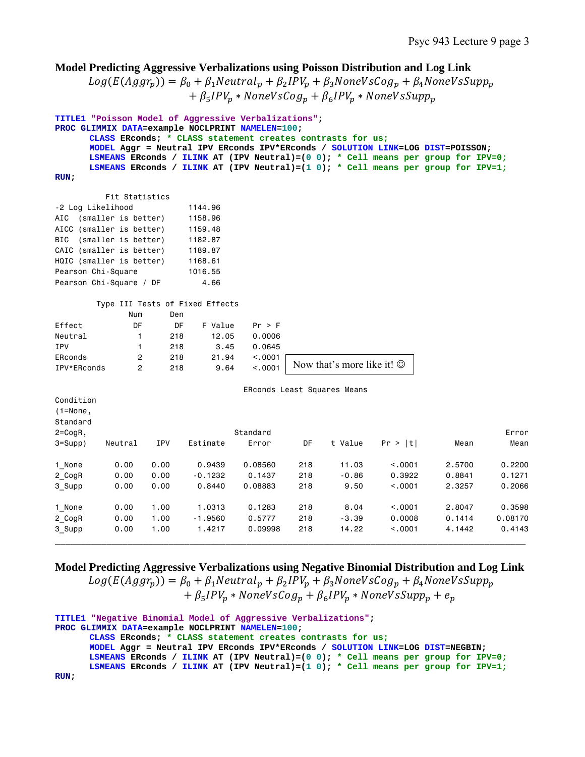### Model Predicting Aggressive Verbalizations using Poisson Distribution and Log Link

$$Log(E(Aggr_p)) = \beta_0 + \beta_1 Neutral_p + \beta_2 IPV_p + \beta_3 NoneVsCog_p + \beta_4 NoneVsSupp_p + \beta_5 IPV_p * NoneVsCog_p + \beta_6 IPV_p * NoneVsSupp_p$$

```
TITLE1 "Poisson Model of Aggressive Verbalizations";
PROC GLIMMIX DATA=example NOCLPRINT NAMELEN=100;
      CLASS ERconds; * CLASS statement creates contrasts for us;
      MODEL Aggr = Neutral IPV ERconds IPV*ERconds / SOLUTION LINK=LOG DIST=POISSON;
      LSMEANS ERconds / ILINK AT (IPV Neutral)=(0 0); * Cell means per group for IPV=0;
      LSMEANS ERconds / ILINK AT (IPV Neutral)=(1 0); * Cell means per group for IPV=1;
RUN;
```

```
         Fit Statistics
-2 Log Likelihood           1144.96
AIC  (smaller is better)    1158.96
AICC (smaller is better)    1159.48
BIC  (smaller is better)    1182.87
CAIC (smaller is better)    1189.87
HQIC (smaller is better)    1168.61
Pearson Chi-Square          1016.55
Pearson Chi-Square / DF        4.66
```

```
        Type III Tests of Fixed Effects
              Num      Den
Effect         DF       DF    F Value    Pr > F
Neutral         1      218      12.05    0.0006
IPV             1      218       3.45    0.0645
ERconds         2      218      21.94    <.0001
IPV*ERconds     2      218       9.64    <.0001
```

Now that's more like it! ☺

```
                                     ERconds Least Squares Means
Condition
(1=None,
Standard
2=CogR,                               Standard                                                 Error
3=Supp)     Neutral     IPV   Estimate     Error     DF   t Value   Pr > |t|      Mean        Mean

1_None         0.00    0.00     0.9439   0.08560    218     11.03     <.0001    2.5700      0.2200
2_CogR         0.00    0.00    -0.1232    0.1437    218     -0.86     0.3922    0.8841      0.1271
3_Supp         0.00    0.00     0.8440   0.08883    218      9.50     <.0001    2.3257      0.2066

1_None         0.00    1.00     1.0313    0.1283    218      8.04     <.0001    2.8047      0.3598
2_CogR         0.00    1.00    -1.9560    0.5777    218     -3.39     0.0008    0.1414     0.08170
3_Supp         0.00    1.00     1.4217   0.09998    218     14.22     <.0001    4.1442      0.4143
```

---

### Model Predicting Aggressive Verbalizations using Negative Binomial Distribution and Log Link

$$Log(E(Aggr_p)) = \beta_0 + \beta_1 Neutral_p + \beta_2 IPV_p + \beta_3 NoneVsCog_p + \beta_4 NoneVsSupp_p + \beta_5 IPV_p * NoneVsCog_p + \beta_6 IPV_p * NoneVsSupp_p + e_p$$

```
TITLE1 "Negative Binomial Model of Aggressive Verbalizations";
PROC GLIMMIX DATA=example NOCLPRINT NAMELEN=100;
      CLASS ERconds; * CLASS statement creates contrasts for us;
      MODEL Aggr = Neutral IPV ERconds IPV*ERconds / SOLUTION LINK=LOG DIST=NEGBIN;
      LSMEANS ERconds / ILINK AT (IPV Neutral)=(0 0); * Cell means per group for IPV=0;
      LSMEANS ERconds / ILINK AT (IPV Neutral)=(1 0); * Cell means per group for IPV=1;
RUN;
```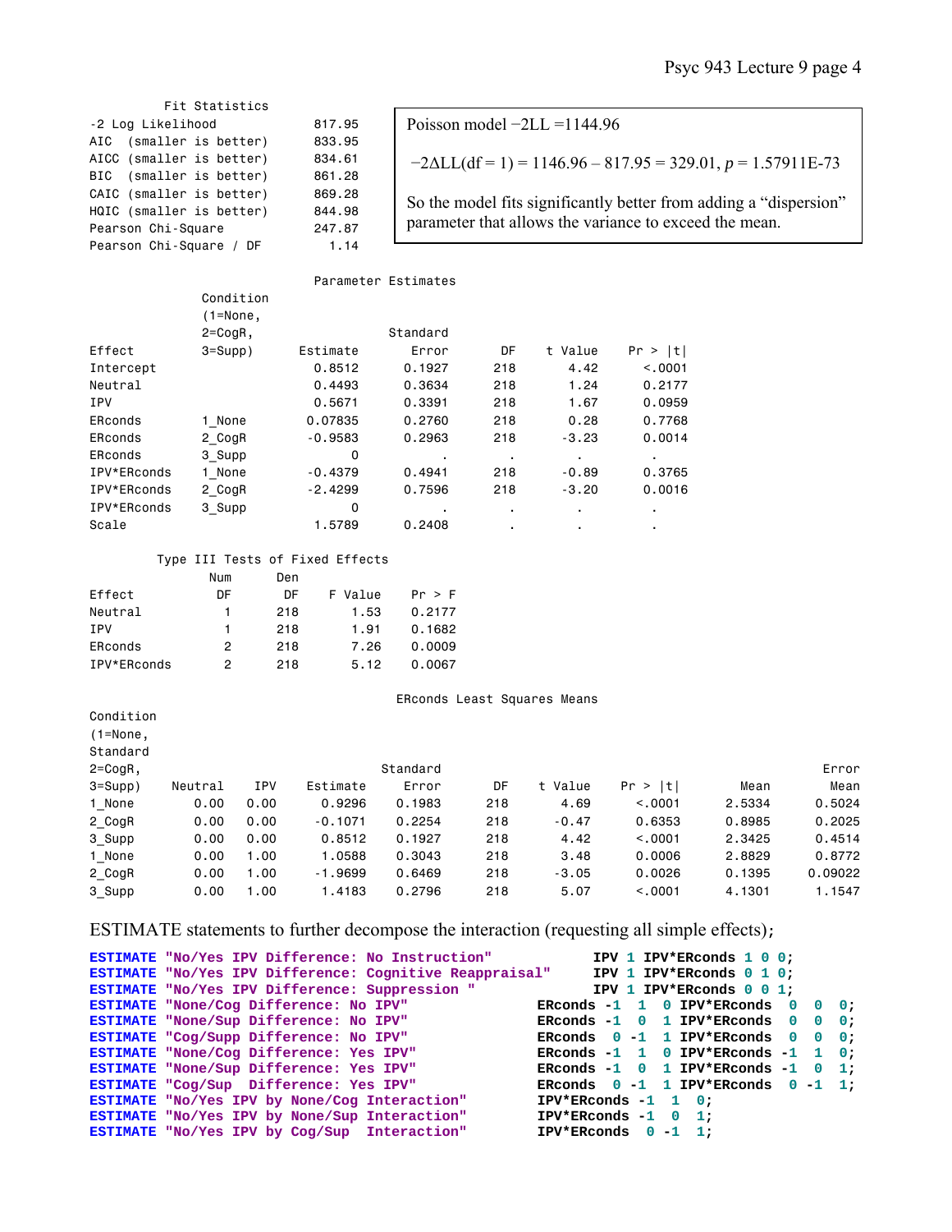**Fit Statistics**

| | |
|---|---|
| -2 Log Likelihood | 817.95 |
| AIC (smaller is better) | 833.95 |
| AICC (smaller is better) | 834.61 |
| BIC (smaller is better) | 861.28 |
| CAIC (smaller is better) | 869.28 |
| HQIC (smaller is better) | 844.98 |
| Pearson Chi-Square | 247.87 |
| Pearson Chi-Square / DF | 1.14 |

Poisson model −2LL =1144.96

$-2\Delta LL(df = 1) = 1146.96 - 817.95 = 329.01$, $p = 1.57911E\text{-}73$

So the model fits significantly better from adding a "dispersion" parameter that allows the variance to exceed the mean.

**Parameter Estimates**

| Effect | Condition (1=None, 2=CogR, 3=Supp) | Estimate | Standard Error | DF | t Value | Pr > \|t\| |
|---|---|---|---|---|---|---|
| Intercept | | 0.8512 | 0.1927 | 218 | 4.42 | <.0001 |
| Neutral | | 0.4493 | 0.3634 | 218 | 1.24 | 0.2177 |
| IPV | | 0.5671 | 0.3391 | 218 | 1.67 | 0.0959 |
| ERconds | 1_None | 0.07835 | 0.2760 | 218 | 0.28 | 0.7768 |
| ERconds | 2_CogR | -0.9583 | 0.2963 | 218 | -3.23 | 0.0014 |
| ERconds | 3_Supp | 0 | . | . | . | . |
| IPV*ERconds | 1_None | -0.4379 | 0.4941 | 218 | -0.89 | 0.3765 |
| IPV*ERconds | 2_CogR | -2.4299 | 0.7596 | 218 | -3.20 | 0.0016 |
| IPV*ERconds | 3_Supp | 0 | . | . | . | . |
| Scale | | 1.5789 | 0.2408 | . | . | . |

**Type III Tests of Fixed Effects**

| Effect | Num DF | Den DF | F Value | Pr > F |
|---|---|---|---|---|
| Neutral | 1 | 218 | 1.53 | 0.2177 |
| IPV | 1 | 218 | 1.91 | 0.1682 |
| ERconds | 2 | 218 | 7.26 | 0.0009 |
| IPV*ERconds | 2 | 218 | 5.12 | 0.0067 |

**ERconds Least Squares Means**

| Condition (1=None, 2=CogR, 3=Supp) | Neutral | IPV | Estimate | Standard Error | DF | t Value | Pr > \|t\| | Mean | Standard Error Mean |
|---|---|---|---|---|---|---|---|---|---|
| 1_None | 0.00 | 0.00 | 0.9296 | 0.1983 | 218 | 4.69 | <.0001 | 2.5334 | 0.5024 |
| 2_CogR | 0.00 | 0.00 | -0.1071 | 0.2254 | 218 | -0.47 | 0.6353 | 0.8985 | 0.2025 |
| 3_Supp | 0.00 | 0.00 | 0.8512 | 0.1927 | 218 | 4.42 | <.0001 | 2.3425 | 0.4514 |
| 1_None | 0.00 | 1.00 | 1.0588 | 0.3043 | 218 | 3.48 | 0.0006 | 2.8829 | 0.8772 |
| 2_CogR | 0.00 | 1.00 | -1.9699 | 0.6469 | 218 | -3.05 | 0.0026 | 0.1395 | 0.09022 |
| 3_Supp | 0.00 | 1.00 | 1.4183 | 0.2796 | 218 | 5.07 | <.0001 | 4.1301 | 1.1547 |

ESTIMATE statements to further decompose the interaction (requesting all simple effects);

```
ESTIMATE "No/Yes IPV Difference: No Instruction"          IPV 1 IPV*ERconds 1 0 0;
ESTIMATE "No/Yes IPV Difference: Cognitive Reappraisal"   IPV 1 IPV*ERconds 0 1 0;
ESTIMATE "No/Yes IPV Difference: Suppression "            IPV 1 IPV*ERconds 0 0 1;
ESTIMATE "None/Cog Difference: No IPV"           ERconds -1  1  0 IPV*ERconds  0  0  0;
ESTIMATE "None/Sup Difference: No IPV"           ERconds -1  0  1 IPV*ERconds  0  0  0;
ESTIMATE "Cog/Supp Difference: No IPV"           ERconds  0 -1  1 IPV*ERconds  0  0  0;
ESTIMATE "None/Cog Difference: Yes IPV"          ERconds -1  1  0 IPV*ERconds -1  1  0;
ESTIMATE "None/Sup Difference: Yes IPV"          ERconds -1  0  1 IPV*ERconds -1  0  1;
ESTIMATE "Cog/Sup  Difference: Yes IPV"          ERconds  0 -1  1 IPV*ERconds  0 -1  1;
ESTIMATE "No/Yes IPV by None/Cog Interaction"    IPV*ERconds -1  1  0;
ESTIMATE "No/Yes IPV by None/Sup Interaction"    IPV*ERconds -1  0  1;
ESTIMATE "No/Yes IPV by Cog/Sup  Interaction"    IPV*ERconds  0 -1  1;
```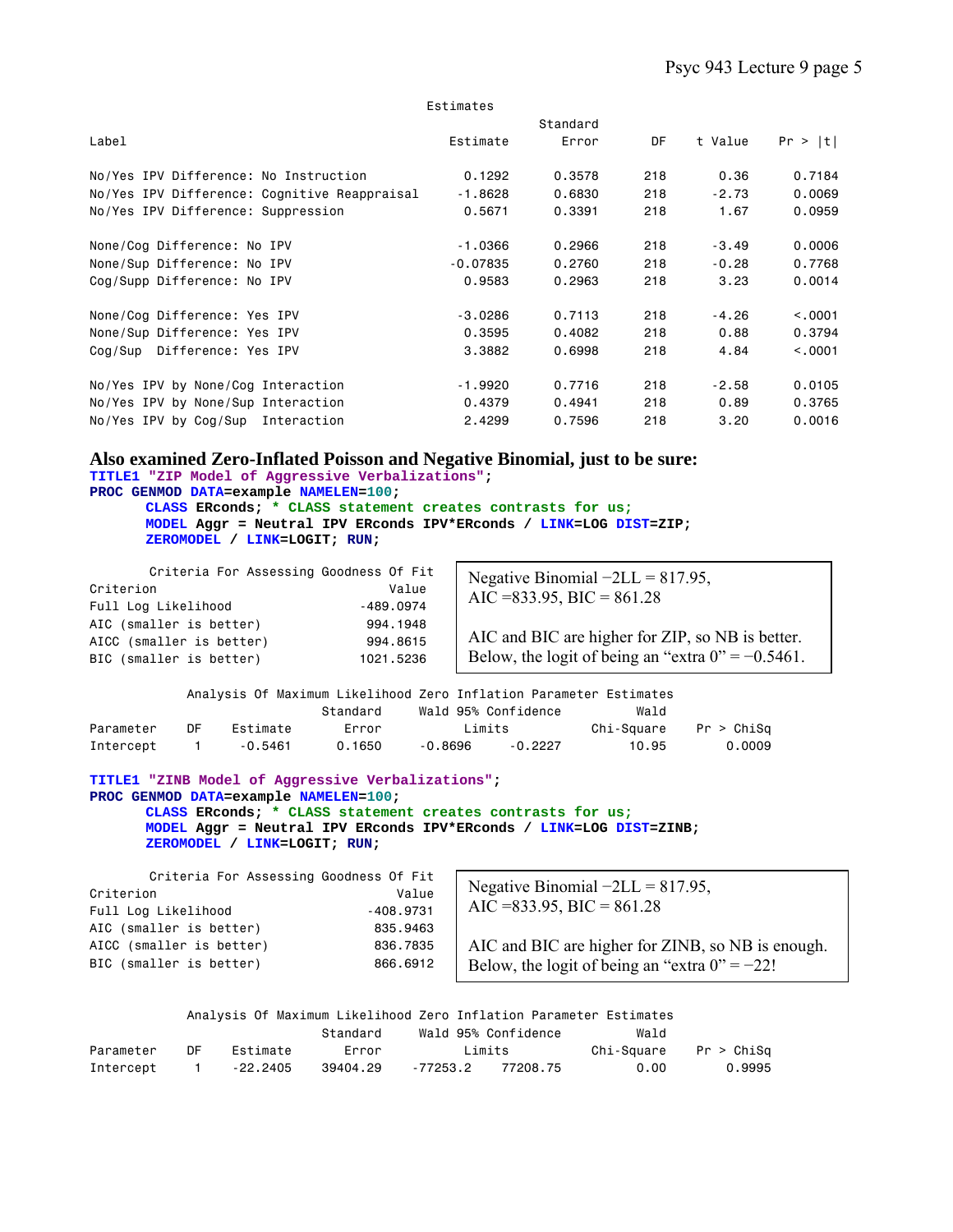**Estimates**

| Label | Estimate | Standard Error | DF | t Value | Pr > \|t\| |
|---|---|---|---|---|---|
| No/Yes IPV Difference: No Instruction | 0.1292 | 0.3578 | 218 | 0.36 | 0.7184 |
| No/Yes IPV Difference: Cognitive Reappraisal | -1.8628 | 0.6830 | 218 | -2.73 | 0.0069 |
| No/Yes IPV Difference: Suppression | 0.5671 | 0.3391 | 218 | 1.67 | 0.0959 |
| None/Cog Difference: No IPV | -1.0366 | 0.2966 | 218 | -3.49 | 0.0006 |
| None/Sup Difference: No IPV | -0.07835 | 0.2760 | 218 | -0.28 | 0.7768 |
| Cog/Supp Difference: No IPV | 0.9583 | 0.2963 | 218 | 3.23 | 0.0014 |
| None/Cog Difference: Yes IPV | -3.0286 | 0.7113 | 218 | -4.26 | <.0001 |
| None/Sup Difference: Yes IPV | 0.3595 | 0.4082 | 218 | 0.88 | 0.3794 |
| Cog/Sup Difference: Yes IPV | 3.3882 | 0.6998 | 218 | 4.84 | <.0001 |
| No/Yes IPV by None/Cog Interaction | -1.9920 | 0.7716 | 218 | -2.58 | 0.0105 |
| No/Yes IPV by None/Sup Interaction | 0.4379 | 0.4941 | 218 | 0.89 | 0.3765 |
| No/Yes IPV by Cog/Sup Interaction | 2.4299 | 0.7596 | 218 | 3.20 | 0.0016 |

## Also examined Zero-Inflated Poisson and Negative Binomial, just to be sure:

```
TITLE1 "ZIP Model of Aggressive Verbalizations";
PROC GENMOD DATA=example NAMELEN=100;
      CLASS ERconds; * CLASS statement creates contrasts for us;
      MODEL Aggr = Neutral IPV ERconds IPV*ERconds / LINK=LOG DIST=ZIP;
      ZEROMODEL / LINK=LOGIT; RUN;
```

**Criteria For Assessing Goodness Of Fit**

| Criterion | Value |
|---|---|
| Full Log Likelihood | -489.0974 |
| AIC (smaller is better) | 994.1948 |
| AICC (smaller is better) | 994.8615 |
| BIC (smaller is better) | 1021.5236 |

Negative Binomial −2LL = 817.95, AIC =833.95, BIC = 861.28

AIC and BIC are higher for ZIP, so NB is better. Below, the logit of being an "extra 0" = −0.5461.

**Analysis Of Maximum Likelihood Zero Inflation Parameter Estimates**

| Parameter | DF | Estimate | Standard Error | Wald 95% Confidence Limits | | Wald Chi-Square | Pr > ChiSq |
|---|---|---|---|---|---|---|---|
| Intercept | 1 | -0.5461 | 0.1650 | -0.8696 | -0.2227 | 10.95 | 0.0009 |

```
TITLE1 "ZINB Model of Aggressive Verbalizations";
PROC GENMOD DATA=example NAMELEN=100;
      CLASS ERconds; * CLASS statement creates contrasts for us;
      MODEL Aggr = Neutral IPV ERconds IPV*ERconds / LINK=LOG DIST=ZINB;
      ZEROMODEL / LINK=LOGIT; RUN;
```

**Criteria For Assessing Goodness Of Fit**

| Criterion | Value |
|---|---|
| Full Log Likelihood | -408.9731 |
| AIC (smaller is better) | 835.9463 |
| AICC (smaller is better) | 836.7835 |
| BIC (smaller is better) | 866.6912 |

Negative Binomial −2LL = 817.95, AIC =833.95, BIC = 861.28

AIC and BIC are higher for ZINB, so NB is enough. Below, the logit of being an "extra 0" = −22!

**Analysis Of Maximum Likelihood Zero Inflation Parameter Estimates**

| Parameter | DF | Estimate | Standard Error | Wald 95% Confidence Limits | | Wald Chi-Square | Pr > ChiSq |
|---|---|---|---|---|---|---|---|
| Intercept | 1 | -22.2405 | 39404.29 | -77253.2 | 77208.75 | 0.00 | 0.9995 |